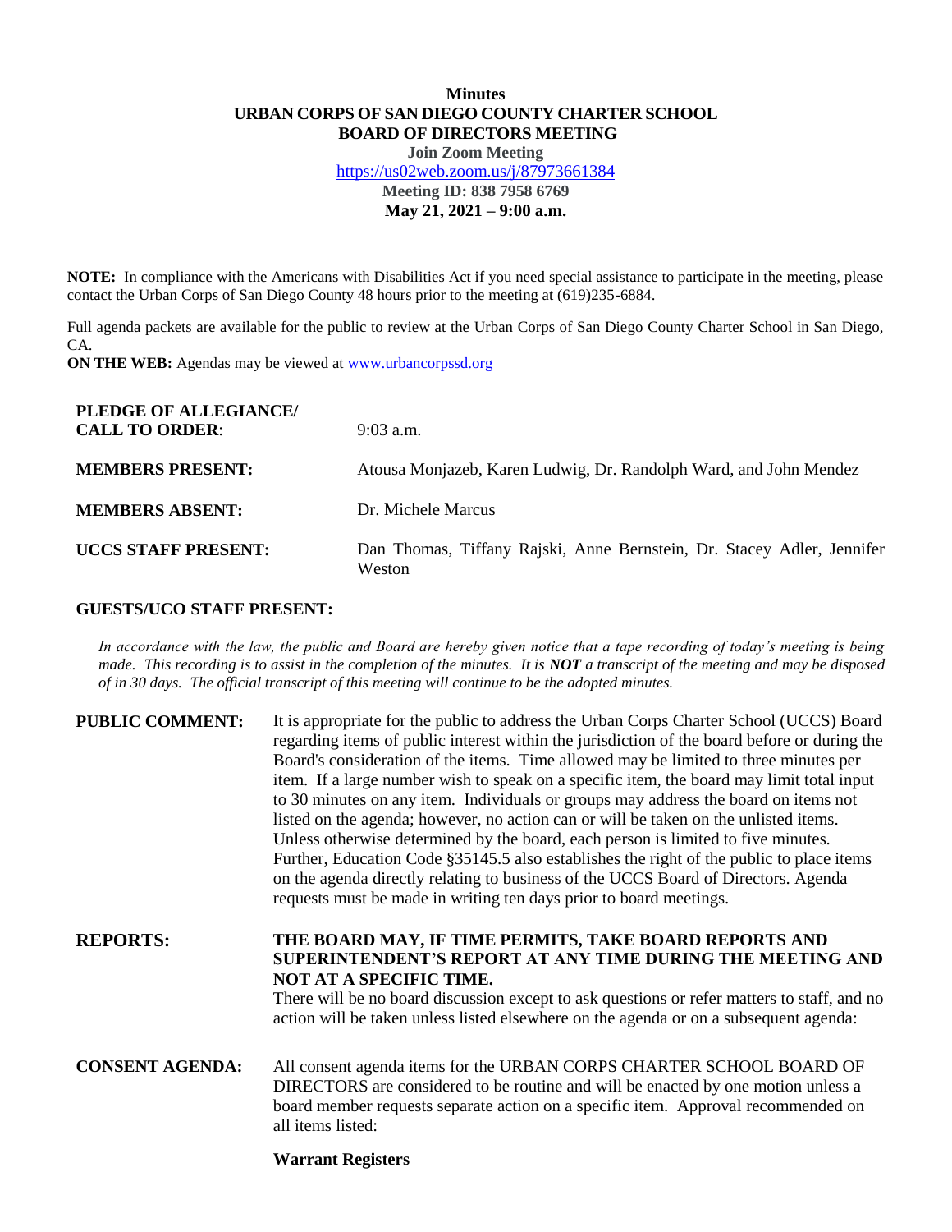# Minutes
## URBAN CORPS OF SAN DIEGO COUNTY CHARTER SCHOOL
## BOARD OF DIRECTORS MEETING

**Join Zoom Meeting**
https://us02web.zoom.us/j/87973661384
**Meeting ID: 838 7958 6769**
**May 21, 2021 – 9:00 a.m.**

**NOTE:** In compliance with the Americans with Disabilities Act if you need special assistance to participate in the meeting, please contact the Urban Corps of San Diego County 48 hours prior to the meeting at (619)235-6884.

Full agenda packets are available for the public to review at the Urban Corps of San Diego County Charter School in San Diego, CA.

**ON THE WEB:** Agendas may be viewed at www.urbancorpssd.org

| | |
|---|---|
| **PLEDGE OF ALLEGIANCE/ CALL TO ORDER**: | 9:03 a.m. |
| **MEMBERS PRESENT:** | Atousa Monjazeb, Karen Ludwig, Dr. Randolph Ward, and John Mendez |
| **MEMBERS ABSENT:** | Dr. Michele Marcus |
| **UCCS STAFF PRESENT:** | Dan Thomas, Tiffany Rajski, Anne Bernstein, Dr. Stacey Adler, Jennifer Weston |

**GUESTS/UCO STAFF PRESENT:**

*In accordance with the law, the public and Board are hereby given notice that a tape recording of today's meeting is being made. This recording is to assist in the completion of the minutes. It is **NOT** a transcript of the meeting and may be disposed of in 30 days. The official transcript of this meeting will continue to be the adopted minutes.*

**PUBLIC COMMENT:** It is appropriate for the public to address the Urban Corps Charter School (UCCS) Board regarding items of public interest within the jurisdiction of the board before or during the Board's consideration of the items. Time allowed may be limited to three minutes per item. If a large number wish to speak on a specific item, the board may limit total input to 30 minutes on any item. Individuals or groups may address the board on items not listed on the agenda; however, no action can or will be taken on the unlisted items. Unless otherwise determined by the board, each person is limited to five minutes. Further, Education Code §35145.5 also establishes the right of the public to place items on the agenda directly relating to business of the UCCS Board of Directors. Agenda requests must be made in writing ten days prior to board meetings.

**REPORTS:** **THE BOARD MAY, IF TIME PERMITS, TAKE BOARD REPORTS AND SUPERINTENDENT'S REPORT AT ANY TIME DURING THE MEETING AND NOT AT A SPECIFIC TIME.**
There will be no board discussion except to ask questions or refer matters to staff, and no action will be taken unless listed elsewhere on the agenda or on a subsequent agenda:

**CONSENT AGENDA:** All consent agenda items for the URBAN CORPS CHARTER SCHOOL BOARD OF DIRECTORS are considered to be routine and will be enacted by one motion unless a board member requests separate action on a specific item. Approval recommended on all items listed:

**Warrant Registers**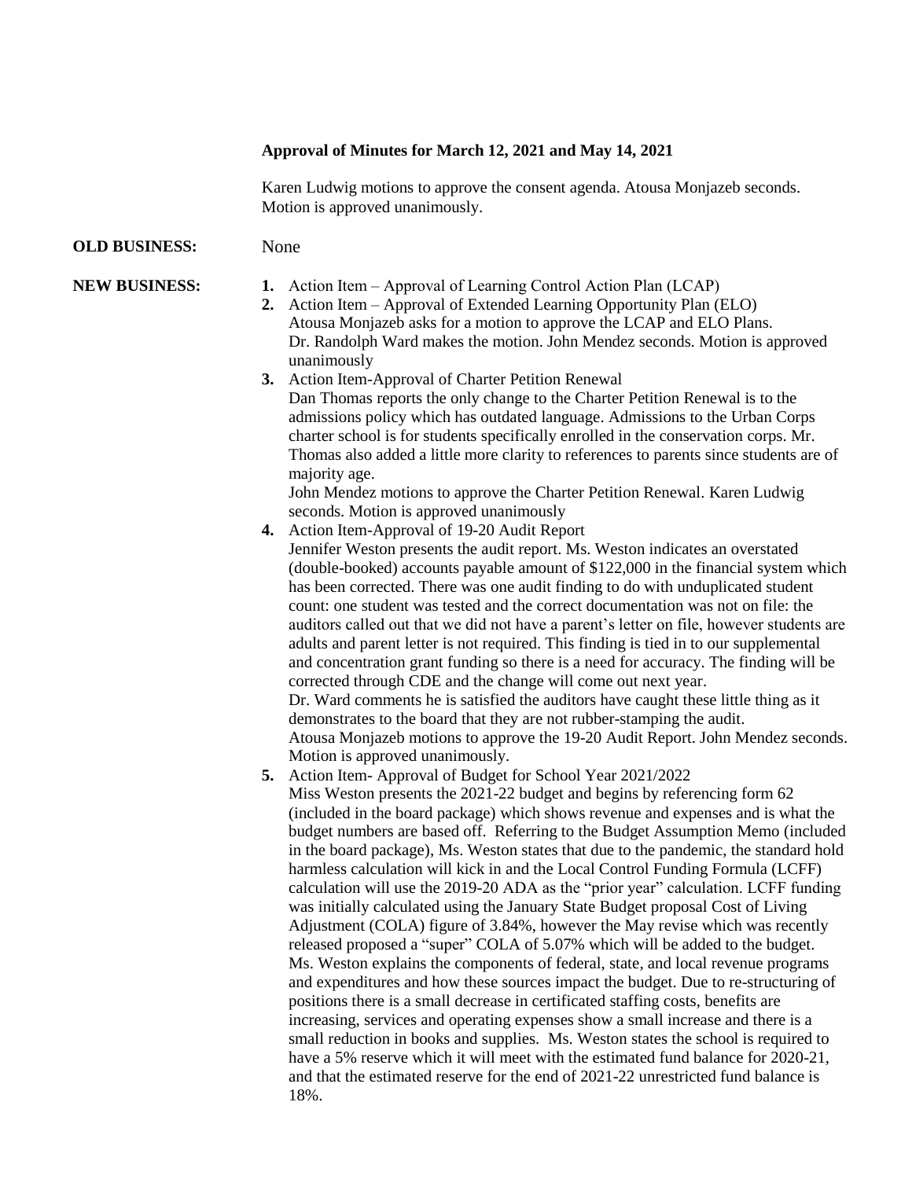**Approval of Minutes for March 12, 2021 and May 14, 2021**

Karen Ludwig motions to approve the consent agenda. Atousa Monjazeb seconds. Motion is approved unanimously.

**OLD BUSINESS:** None

**NEW BUSINESS:**

1. Action Item – Approval of Learning Control Action Plan (LCAP)
2. Action Item – Approval of Extended Learning Opportunity Plan (ELO)
   Atousa Monjazeb asks for a motion to approve the LCAP and ELO Plans. Dr. Randolph Ward makes the motion. John Mendez seconds. Motion is approved unanimously
3. Action Item-Approval of Charter Petition Renewal
   Dan Thomas reports the only change to the Charter Petition Renewal is to the admissions policy which has outdated language. Admissions to the Urban Corps charter school is for students specifically enrolled in the conservation corps. Mr. Thomas also added a little more clarity to references to parents since students are of majority age.
   John Mendez motions to approve the Charter Petition Renewal. Karen Ludwig seconds. Motion is approved unanimously
4. Action Item-Approval of 19-20 Audit Report
   Jennifer Weston presents the audit report. Ms. Weston indicates an overstated (double-booked) accounts payable amount of $122,000 in the financial system which has been corrected. There was one audit finding to do with unduplicated student count: one student was tested and the correct documentation was not on file: the auditors called out that we did not have a parent's letter on file, however students are adults and parent letter is not required. This finding is tied in to our supplemental and concentration grant funding so there is a need for accuracy. The finding will be corrected through CDE and the change will come out next year.
   Dr. Ward comments he is satisfied the auditors have caught these little thing as it demonstrates to the board that they are not rubber-stamping the audit.
   Atousa Monjazeb motions to approve the 19-20 Audit Report. John Mendez seconds. Motion is approved unanimously.
5. Action Item- Approval of Budget for School Year 2021/2022
   Miss Weston presents the 2021-22 budget and begins by referencing form 62 (included in the board package) which shows revenue and expenses and is what the budget numbers are based off. Referring to the Budget Assumption Memo (included in the board package), Ms. Weston states that due to the pandemic, the standard hold harmless calculation will kick in and the Local Control Funding Formula (LCFF) calculation will use the 2019-20 ADA as the "prior year" calculation. LCFF funding was initially calculated using the January State Budget proposal Cost of Living Adjustment (COLA) figure of 3.84%, however the May revise which was recently released proposed a "super" COLA of 5.07% which will be added to the budget. Ms. Weston explains the components of federal, state, and local revenue programs and expenditures and how these sources impact the budget. Due to re-structuring of positions there is a small decrease in certificated staffing costs, benefits are increasing, services and operating expenses show a small increase and there is a small reduction in books and supplies. Ms. Weston states the school is required to have a 5% reserve which it will meet with the estimated fund balance for 2020-21, and that the estimated reserve for the end of 2021-22 unrestricted fund balance is 18%.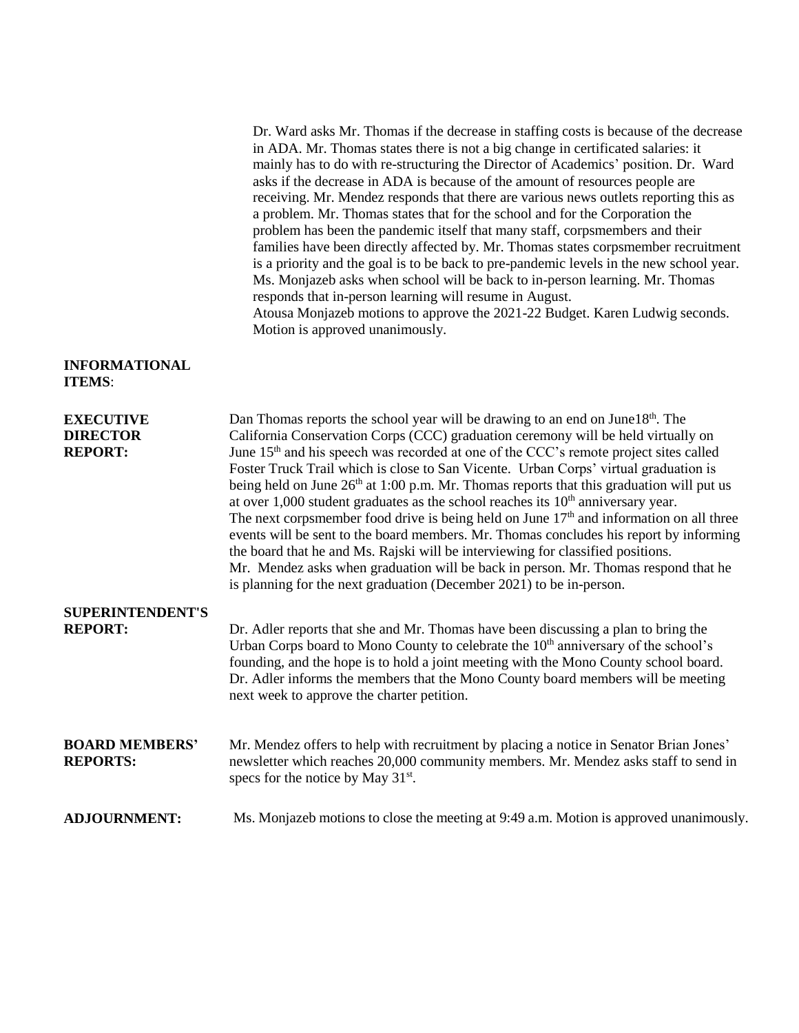Dr. Ward asks Mr. Thomas if the decrease in staffing costs is because of the decrease in ADA. Mr. Thomas states there is not a big change in certificated salaries: it mainly has to do with re-structuring the Director of Academics' position. Dr. Ward asks if the decrease in ADA is because of the amount of resources people are receiving. Mr. Mendez responds that there are various news outlets reporting this as a problem. Mr. Thomas states that for the school and for the Corporation the problem has been the pandemic itself that many staff, corpsmembers and their families have been directly affected by. Mr. Thomas states corpsmember recruitment is a priority and the goal is to be back to pre-pandemic levels in the new school year. Ms. Monjazeb asks when school will be back to in-person learning. Mr. Thomas responds that in-person learning will resume in August.

Atousa Monjazeb motions to approve the 2021-22 Budget. Karen Ludwig seconds. Motion is approved unanimously.

**INFORMATIONAL ITEMS**:

**EXECUTIVE DIRECTOR REPORT:**

Dan Thomas reports the school year will be drawing to an end on June18th. The California Conservation Corps (CCC) graduation ceremony will be held virtually on June 15th and his speech was recorded at one of the CCC's remote project sites called Foster Truck Trail which is close to San Vicente. Urban Corps' virtual graduation is being held on June 26th at 1:00 p.m. Mr. Thomas reports that this graduation will put us at over 1,000 student graduates as the school reaches its 10th anniversary year. The next corpsmember food drive is being held on June 17th and information on all three events will be sent to the board members. Mr. Thomas concludes his report by informing the board that he and Ms. Rajski will be interviewing for classified positions.

Mr. Mendez asks when graduation will be back in person. Mr. Thomas respond that he is planning for the next graduation (December 2021) to be in-person.

**SUPERINTENDENT'S REPORT:**

Dr. Adler reports that she and Mr. Thomas have been discussing a plan to bring the Urban Corps board to Mono County to celebrate the 10th anniversary of the school's founding, and the hope is to hold a joint meeting with the Mono County school board. Dr. Adler informs the members that the Mono County board members will be meeting next week to approve the charter petition.

**BOARD MEMBERS' REPORTS:**

Mr. Mendez offers to help with recruitment by placing a notice in Senator Brian Jones' newsletter which reaches 20,000 community members. Mr. Mendez asks staff to send in specs for the notice by May 31st.

**ADJOURNMENT:**

Ms. Monjazeb motions to close the meeting at 9:49 a.m. Motion is approved unanimously.